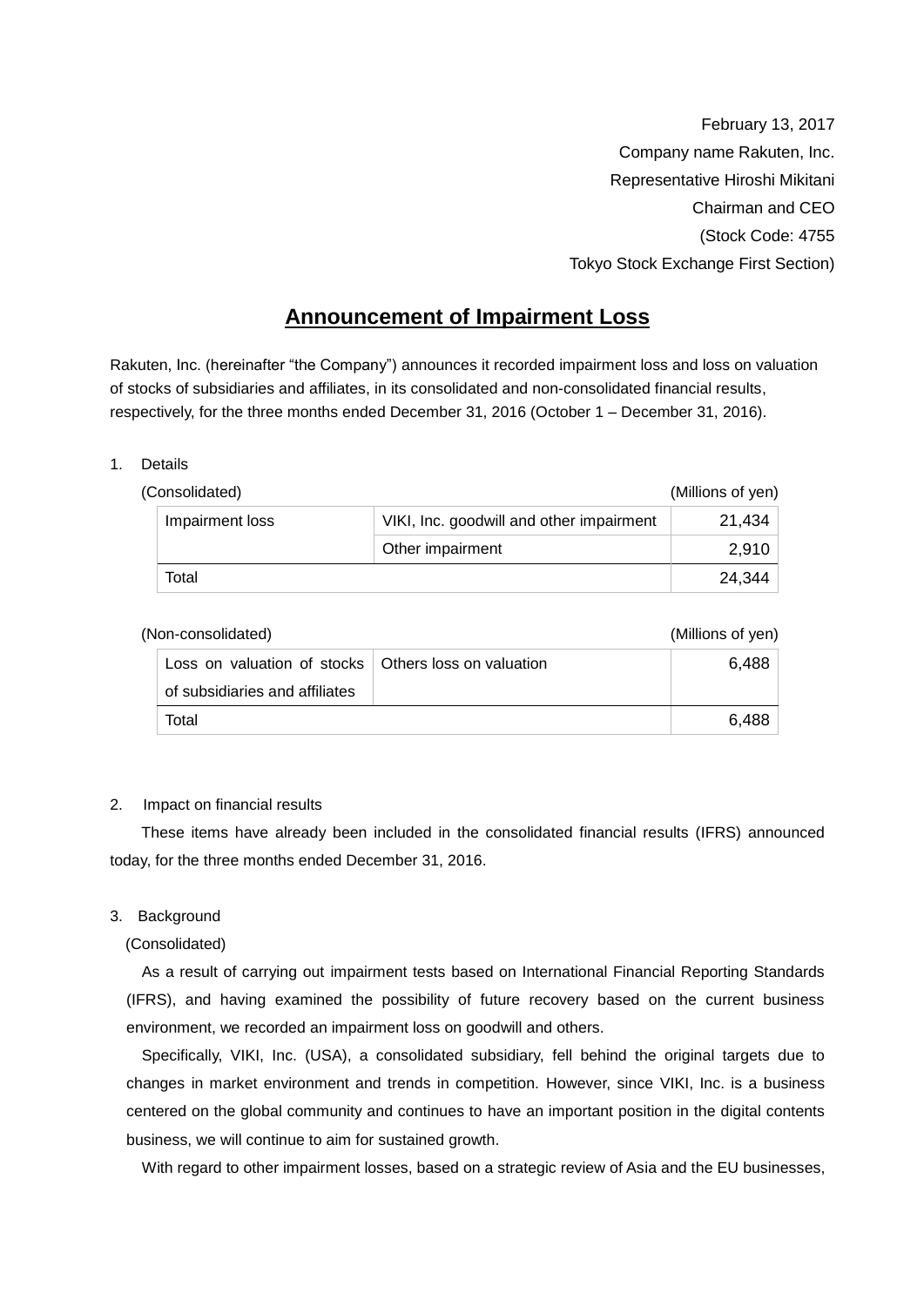February 13, 2017

Company name Rakuten, Inc.

Representative Hiroshi Mikitani

Chairman and CEO

(Stock Code: 4755

Tokyo Stock Exchange First Section)

# Announcement of Impairment Loss

Rakuten, Inc. (hereinafter "the Company") announces it recorded impairment loss and loss on valuation of stocks of subsidiaries and affiliates, in its consolidated and non-consolidated financial results, respectively, for the three months ended December 31, 2016 (October 1 – December 31, 2016).

1. Details

(Consolidated) (Millions of yen)

| | | |
|---|---|---|
| Impairment loss | VIKI, Inc. goodwill and other impairment | 21,434 |
| | Other impairment | 2,910 |
| Total | | 24,344 |

(Non-consolidated) (Millions of yen)

| | | |
|---|---|---|
| Loss on valuation of stocks of subsidiaries and affiliates | Others loss on valuation | 6,488 |
| Total | | 6,488 |

2. Impact on financial results

These items have already been included in the consolidated financial results (IFRS) announced today, for the three months ended December 31, 2016.

3. Background

(Consolidated)

As a result of carrying out impairment tests based on International Financial Reporting Standards (IFRS), and having examined the possibility of future recovery based on the current business environment, we recorded an impairment loss on goodwill and others.

Specifically, VIKI, Inc. (USA), a consolidated subsidiary, fell behind the original targets due to changes in market environment and trends in competition. However, since VIKI, Inc. is a business centered on the global community and continues to have an important position in the digital contents business, we will continue to aim for sustained growth.

With regard to other impairment losses, based on a strategic review of Asia and the EU businesses,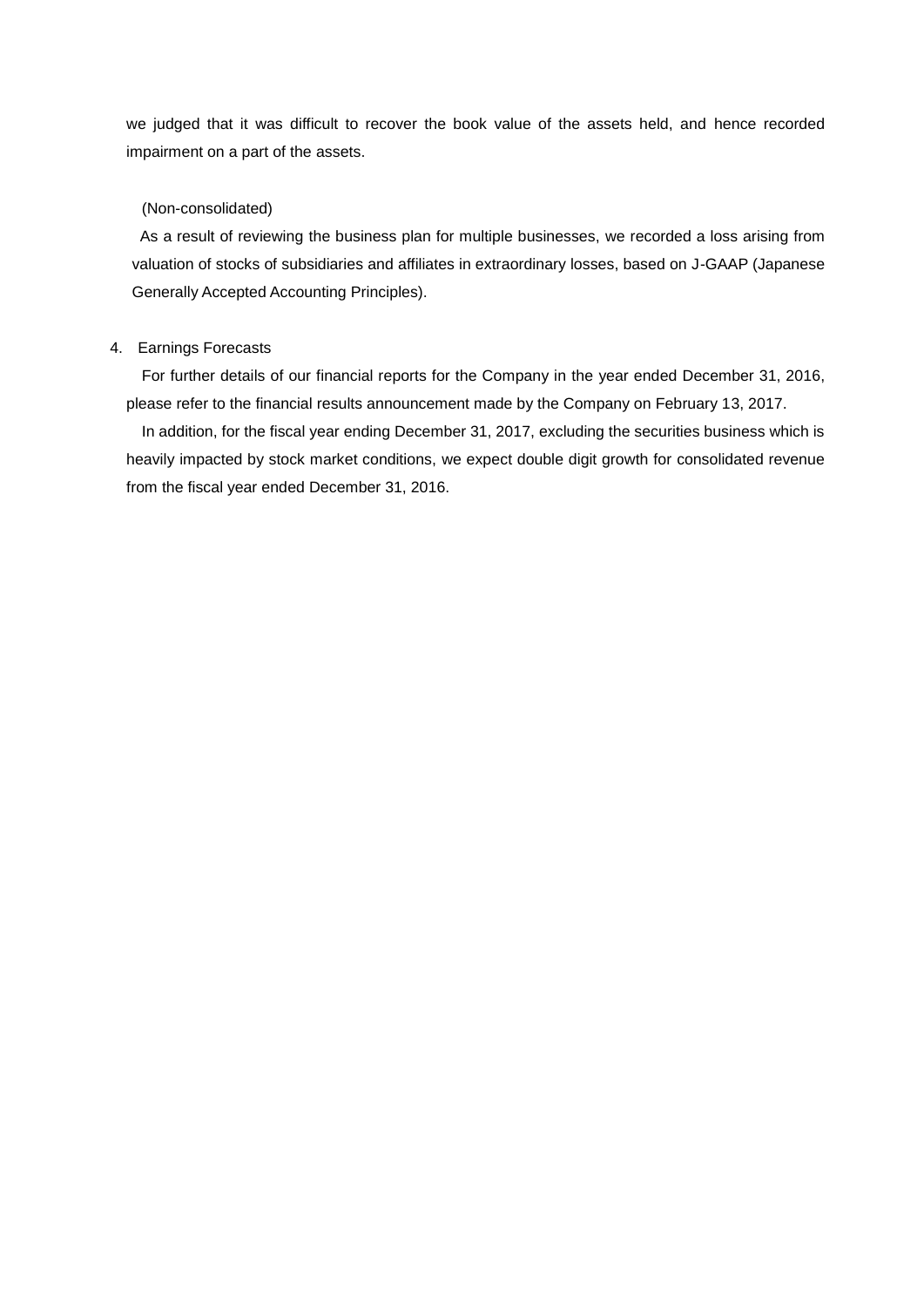we judged that it was difficult to recover the book value of the assets held, and hence recorded impairment on a part of the assets.

(Non-consolidated)

As a result of reviewing the business plan for multiple businesses, we recorded a loss arising from valuation of stocks of subsidiaries and affiliates in extraordinary losses, based on J-GAAP (Japanese Generally Accepted Accounting Principles).

4. Earnings Forecasts

For further details of our financial reports for the Company in the year ended December 31, 2016, please refer to the financial results announcement made by the Company on February 13, 2017.

In addition, for the fiscal year ending December 31, 2017, excluding the securities business which is heavily impacted by stock market conditions, we expect double digit growth for consolidated revenue from the fiscal year ended December 31, 2016.